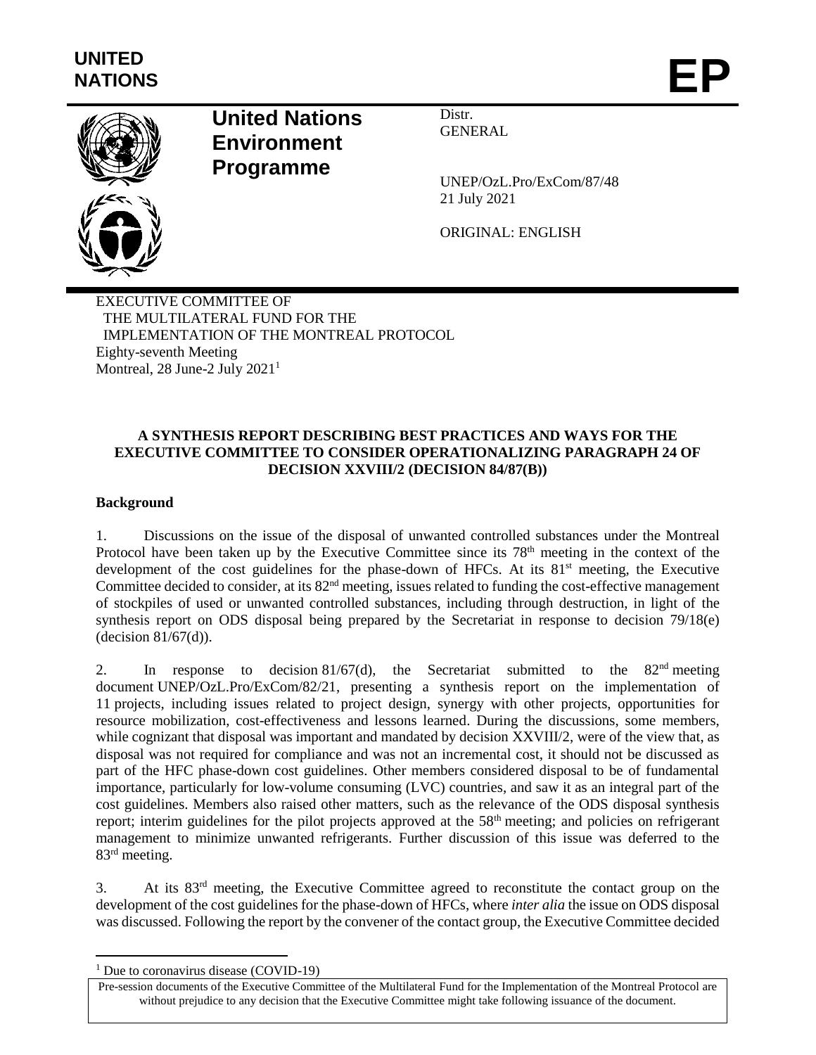UNITED NATIONS

# EP

**United Nations Environment Programme**

Distr.
GENERAL

UNEP/OzL.Pro/ExCom/87/48
21 July 2021

ORIGINAL: ENGLISH

EXECUTIVE COMMITTEE OF
THE MULTILATERAL FUND FOR THE
IMPLEMENTATION OF THE MONTREAL PROTOCOL
Eighty-seventh Meeting
Montreal, 28 June-2 July 2021[1]

## A SYNTHESIS REPORT DESCRIBING BEST PRACTICES AND WAYS FOR THE EXECUTIVE COMMITTEE TO CONSIDER OPERATIONALIZING PARAGRAPH 24 OF DECISION XXVIII/2 (DECISION 84/87(B))

### Background

1. Discussions on the issue of the disposal of unwanted controlled substances under the Montreal Protocol have been taken up by the Executive Committee since its 78th meeting in the context of the development of the cost guidelines for the phase-down of HFCs. At its 81st meeting, the Executive Committee decided to consider, at its 82nd meeting, issues related to funding the cost-effective management of stockpiles of used or unwanted controlled substances, including through destruction, in light of the synthesis report on ODS disposal being prepared by the Secretariat in response to decision 79/18(e) (decision 81/67(d)).

2. In response to decision 81/67(d), the Secretariat submitted to the 82nd meeting document UNEP/OzL.Pro/ExCom/82/21, presenting a synthesis report on the implementation of 11 projects, including issues related to project design, synergy with other projects, opportunities for resource mobilization, cost-effectiveness and lessons learned. During the discussions, some members, while cognizant that disposal was important and mandated by decision XXVIII/2, were of the view that, as disposal was not required for compliance and was not an incremental cost, it should not be discussed as part of the HFC phase-down cost guidelines. Other members considered disposal to be of fundamental importance, particularly for low-volume consuming (LVC) countries, and saw it as an integral part of the cost guidelines. Members also raised other matters, such as the relevance of the ODS disposal synthesis report; interim guidelines for the pilot projects approved at the 58th meeting; and policies on refrigerant management to minimize unwanted refrigerants. Further discussion of this issue was deferred to the 83rd meeting.

3. At its 83rd meeting, the Executive Committee agreed to reconstitute the contact group on the development of the cost guidelines for the phase-down of HFCs, where *inter alia* the issue on ODS disposal was discussed. Following the report by the convener of the contact group, the Executive Committee decided

---

[1] Due to coronavirus disease (COVID-19)

Pre-session documents of the Executive Committee of the Multilateral Fund for the Implementation of the Montreal Protocol are without prejudice to any decision that the Executive Committee might take following issuance of the document.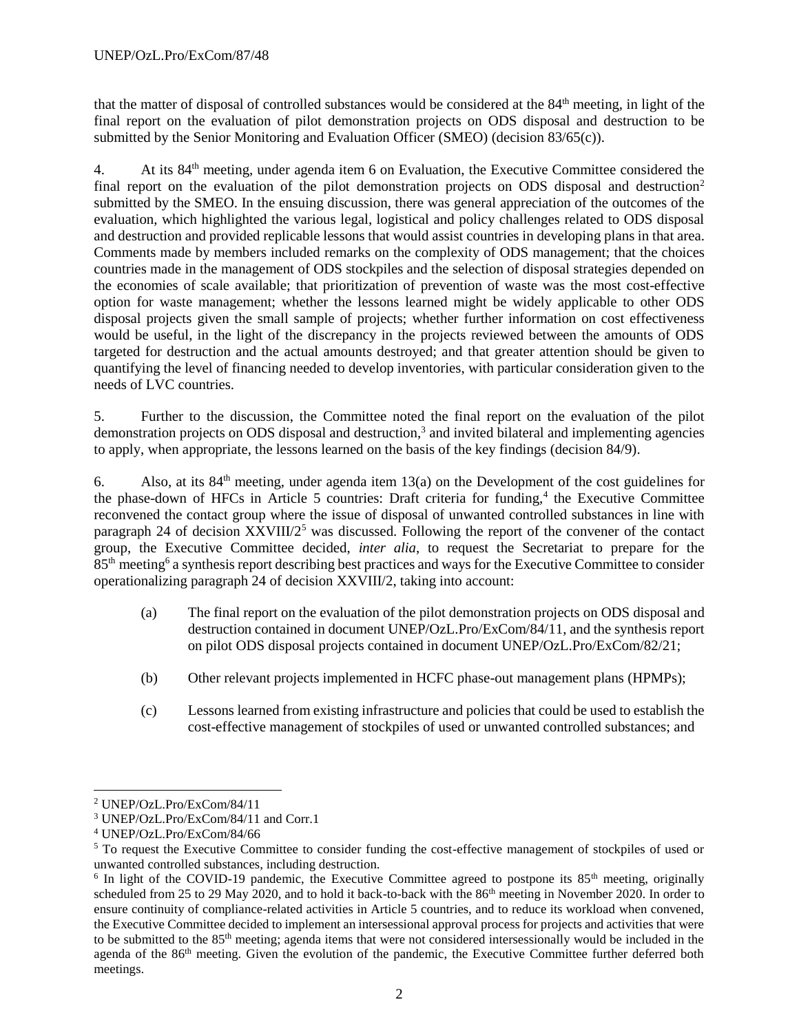that the matter of disposal of controlled substances would be considered at the 84th meeting, in light of the final report on the evaluation of pilot demonstration projects on ODS disposal and destruction to be submitted by the Senior Monitoring and Evaluation Officer (SMEO) (decision 83/65(c)).

4. At its 84th meeting, under agenda item 6 on Evaluation, the Executive Committee considered the final report on the evaluation of the pilot demonstration projects on ODS disposal and destruction[2] submitted by the SMEO. In the ensuing discussion, there was general appreciation of the outcomes of the evaluation, which highlighted the various legal, logistical and policy challenges related to ODS disposal and destruction and provided replicable lessons that would assist countries in developing plans in that area. Comments made by members included remarks on the complexity of ODS management; that the choices countries made in the management of ODS stockpiles and the selection of disposal strategies depended on the economies of scale available; that prioritization of prevention of waste was the most cost-effective option for waste management; whether the lessons learned might be widely applicable to other ODS disposal projects given the small sample of projects; whether further information on cost effectiveness would be useful, in the light of the discrepancy in the projects reviewed between the amounts of ODS targeted for destruction and the actual amounts destroyed; and that greater attention should be given to quantifying the level of financing needed to develop inventories, with particular consideration given to the needs of LVC countries.

5. Further to the discussion, the Committee noted the final report on the evaluation of the pilot demonstration projects on ODS disposal and destruction,[3] and invited bilateral and implementing agencies to apply, when appropriate, the lessons learned on the basis of the key findings (decision 84/9).

6. Also, at its 84th meeting, under agenda item 13(a) on the Development of the cost guidelines for the phase-down of HFCs in Article 5 countries: Draft criteria for funding,[4] the Executive Committee reconvened the contact group where the issue of disposal of unwanted controlled substances in line with paragraph 24 of decision XXVIII/2[5] was discussed. Following the report of the convener of the contact group, the Executive Committee decided, *inter alia*, to request the Secretariat to prepare for the 85th meeting[6] a synthesis report describing best practices and ways for the Executive Committee to consider operationalizing paragraph 24 of decision XXVIII/2, taking into account:

(a) The final report on the evaluation of the pilot demonstration projects on ODS disposal and destruction contained in document UNEP/OzL.Pro/ExCom/84/11, and the synthesis report on pilot ODS disposal projects contained in document UNEP/OzL.Pro/ExCom/82/21;

(b) Other relevant projects implemented in HCFC phase-out management plans (HPMPs);

(c) Lessons learned from existing infrastructure and policies that could be used to establish the cost-effective management of stockpiles of used or unwanted controlled substances; and

---

[2] UNEP/OzL.Pro/ExCom/84/11

[3] UNEP/OzL.Pro/ExCom/84/11 and Corr.1

[4] UNEP/OzL.Pro/ExCom/84/66

[5] To request the Executive Committee to consider funding the cost-effective management of stockpiles of used or unwanted controlled substances, including destruction.

[6] In light of the COVID-19 pandemic, the Executive Committee agreed to postpone its 85th meeting, originally scheduled from 25 to 29 May 2020, and to hold it back-to-back with the 86th meeting in November 2020. In order to ensure continuity of compliance-related activities in Article 5 countries, and to reduce its workload when convened, the Executive Committee decided to implement an intersessional approval process for projects and activities that were to be submitted to the 85th meeting; agenda items that were not considered intersessionally would be included in the agenda of the 86th meeting. Given the evolution of the pandemic, the Executive Committee further deferred both meetings.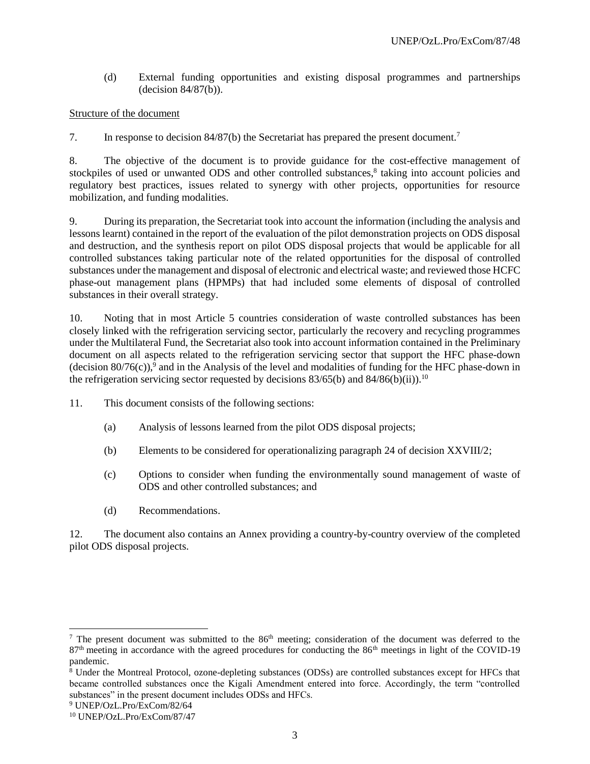(d) External funding opportunities and existing disposal programmes and partnerships (decision 84/87(b)).

<u>Structure of the document</u>

7. In response to decision 84/87(b) the Secretariat has prepared the present document.[7]

8. The objective of the document is to provide guidance for the cost-effective management of stockpiles of used or unwanted ODS and other controlled substances,[8] taking into account policies and regulatory best practices, issues related to synergy with other projects, opportunities for resource mobilization, and funding modalities.

9. During its preparation, the Secretariat took into account the information (including the analysis and lessons learnt) contained in the report of the evaluation of the pilot demonstration projects on ODS disposal and destruction, and the synthesis report on pilot ODS disposal projects that would be applicable for all controlled substances taking particular note of the related opportunities for the disposal of controlled substances under the management and disposal of electronic and electrical waste; and reviewed those HCFC phase-out management plans (HPMPs) that had included some elements of disposal of controlled substances in their overall strategy.

10. Noting that in most Article 5 countries consideration of waste controlled substances has been closely linked with the refrigeration servicing sector, particularly the recovery and recycling programmes under the Multilateral Fund, the Secretariat also took into account information contained in the Preliminary document on all aspects related to the refrigeration servicing sector that support the HFC phase-down (decision 80/76(c)),[9] and in the Analysis of the level and modalities of funding for the HFC phase-down in the refrigeration servicing sector requested by decisions 83/65(b) and 84/86(b)(ii)).[10]

11. This document consists of the following sections:

(a) Analysis of lessons learned from the pilot ODS disposal projects;

(b) Elements to be considered for operationalizing paragraph 24 of decision XXVIII/2;

(c) Options to consider when funding the environmentally sound management of waste of ODS and other controlled substances; and

(d) Recommendations.

12. The document also contains an Annex providing a country-by-country overview of the completed pilot ODS disposal projects.

---

[7] The present document was submitted to the 86th meeting; consideration of the document was deferred to the 87th meeting in accordance with the agreed procedures for conducting the 86th meetings in light of the COVID-19 pandemic.

[8] Under the Montreal Protocol, ozone-depleting substances (ODSs) are controlled substances except for HFCs that became controlled substances once the Kigali Amendment entered into force. Accordingly, the term "controlled substances" in the present document includes ODSs and HFCs.

[9] UNEP/OzL.Pro/ExCom/82/64

[10] UNEP/OzL.Pro/ExCom/87/47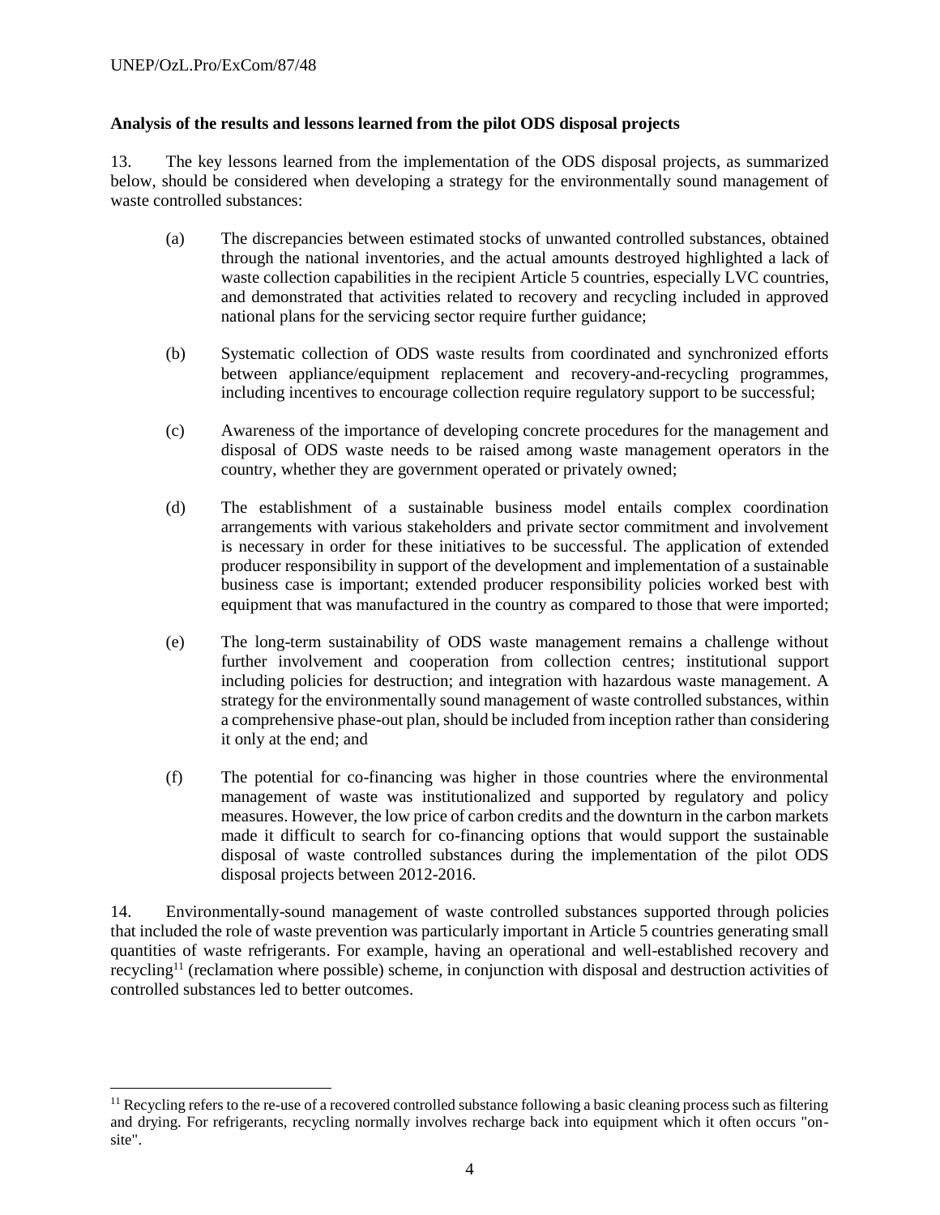**Analysis of the results and lessons learned from the pilot ODS disposal projects**

13. The key lessons learned from the implementation of the ODS disposal projects, as summarized below, should be considered when developing a strategy for the environmentally sound management of waste controlled substances:

(a) The discrepancies between estimated stocks of unwanted controlled substances, obtained through the national inventories, and the actual amounts destroyed highlighted a lack of waste collection capabilities in the recipient Article 5 countries, especially LVC countries, and demonstrated that activities related to recovery and recycling included in approved national plans for the servicing sector require further guidance;

(b) Systematic collection of ODS waste results from coordinated and synchronized efforts between appliance/equipment replacement and recovery-and-recycling programmes, including incentives to encourage collection require regulatory support to be successful;

(c) Awareness of the importance of developing concrete procedures for the management and disposal of ODS waste needs to be raised among waste management operators in the country, whether they are government operated or privately owned;

(d) The establishment of a sustainable business model entails complex coordination arrangements with various stakeholders and private sector commitment and involvement is necessary in order for these initiatives to be successful. The application of extended producer responsibility in support of the development and implementation of a sustainable business case is important; extended producer responsibility policies worked best with equipment that was manufactured in the country as compared to those that were imported;

(e) The long-term sustainability of ODS waste management remains a challenge without further involvement and cooperation from collection centres; institutional support including policies for destruction; and integration with hazardous waste management. A strategy for the environmentally sound management of waste controlled substances, within a comprehensive phase-out plan, should be included from inception rather than considering it only at the end; and

(f) The potential for co-financing was higher in those countries where the environmental management of waste was institutionalized and supported by regulatory and policy measures. However, the low price of carbon credits and the downturn in the carbon markets made it difficult to search for co-financing options that would support the sustainable disposal of waste controlled substances during the implementation of the pilot ODS disposal projects between 2012-2016.

14. Environmentally-sound management of waste controlled substances supported through policies that included the role of waste prevention was particularly important in Article 5 countries generating small quantities of waste refrigerants. For example, having an operational and well-established recovery and recycling[11] (reclamation where possible) scheme, in conjunction with disposal and destruction activities of controlled substances led to better outcomes.

[11] Recycling refers to the re-use of a recovered controlled substance following a basic cleaning process such as filtering and drying. For refrigerants, recycling normally involves recharge back into equipment which it often occurs "on-site".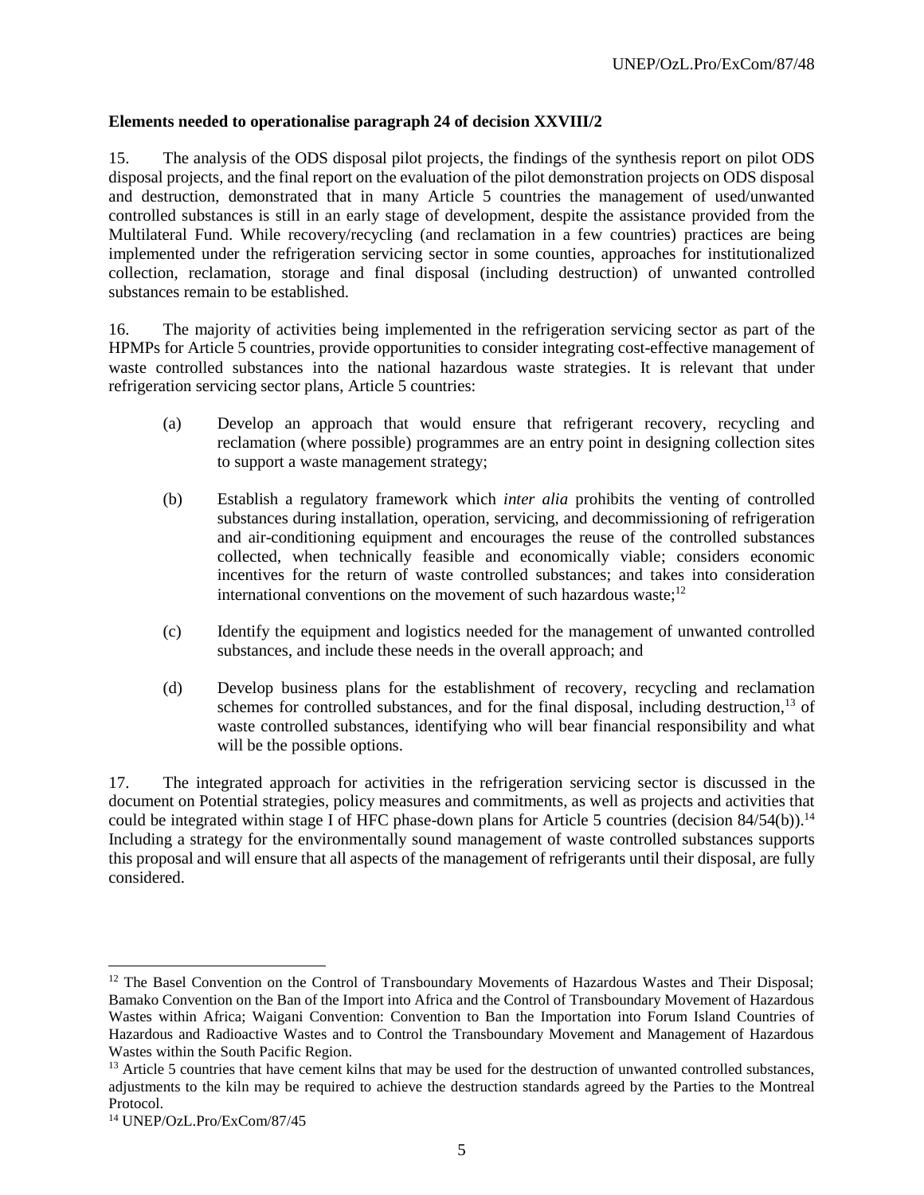**Elements needed to operationalise paragraph 24 of decision XXVIII/2**

15. The analysis of the ODS disposal pilot projects, the findings of the synthesis report on pilot ODS disposal projects, and the final report on the evaluation of the pilot demonstration projects on ODS disposal and destruction, demonstrated that in many Article 5 countries the management of used/unwanted controlled substances is still in an early stage of development, despite the assistance provided from the Multilateral Fund. While recovery/recycling (and reclamation in a few countries) practices are being implemented under the refrigeration servicing sector in some counties, approaches for institutionalized collection, reclamation, storage and final disposal (including destruction) of unwanted controlled substances remain to be established.

16. The majority of activities being implemented in the refrigeration servicing sector as part of the HPMPs for Article 5 countries, provide opportunities to consider integrating cost-effective management of waste controlled substances into the national hazardous waste strategies. It is relevant that under refrigeration servicing sector plans, Article 5 countries:

(a) Develop an approach that would ensure that refrigerant recovery, recycling and reclamation (where possible) programmes are an entry point in designing collection sites to support a waste management strategy;

(b) Establish a regulatory framework which *inter alia* prohibits the venting of controlled substances during installation, operation, servicing, and decommissioning of refrigeration and air-conditioning equipment and encourages the reuse of the controlled substances collected, when technically feasible and economically viable; considers economic incentives for the return of waste controlled substances; and takes into consideration international conventions on the movement of such hazardous waste;[12]

(c) Identify the equipment and logistics needed for the management of unwanted controlled substances, and include these needs in the overall approach; and

(d) Develop business plans for the establishment of recovery, recycling and reclamation schemes for controlled substances, and for the final disposal, including destruction,[13] of waste controlled substances, identifying who will bear financial responsibility and what will be the possible options.

17. The integrated approach for activities in the refrigeration servicing sector is discussed in the document on Potential strategies, policy measures and commitments, as well as projects and activities that could be integrated within stage I of HFC phase-down plans for Article 5 countries (decision 84/54(b)).[14] Including a strategy for the environmentally sound management of waste controlled substances supports this proposal and will ensure that all aspects of the management of refrigerants until their disposal, are fully considered.

---

[12] The Basel Convention on the Control of Transboundary Movements of Hazardous Wastes and Their Disposal; Bamako Convention on the Ban of the Import into Africa and the Control of Transboundary Movement of Hazardous Wastes within Africa; Waigani Convention: Convention to Ban the Importation into Forum Island Countries of Hazardous and Radioactive Wastes and to Control the Transboundary Movement and Management of Hazardous Wastes within the South Pacific Region.

[13] Article 5 countries that have cement kilns that may be used for the destruction of unwanted controlled substances, adjustments to the kiln may be required to achieve the destruction standards agreed by the Parties to the Montreal Protocol.

[14] UNEP/OzL.Pro/ExCom/87/45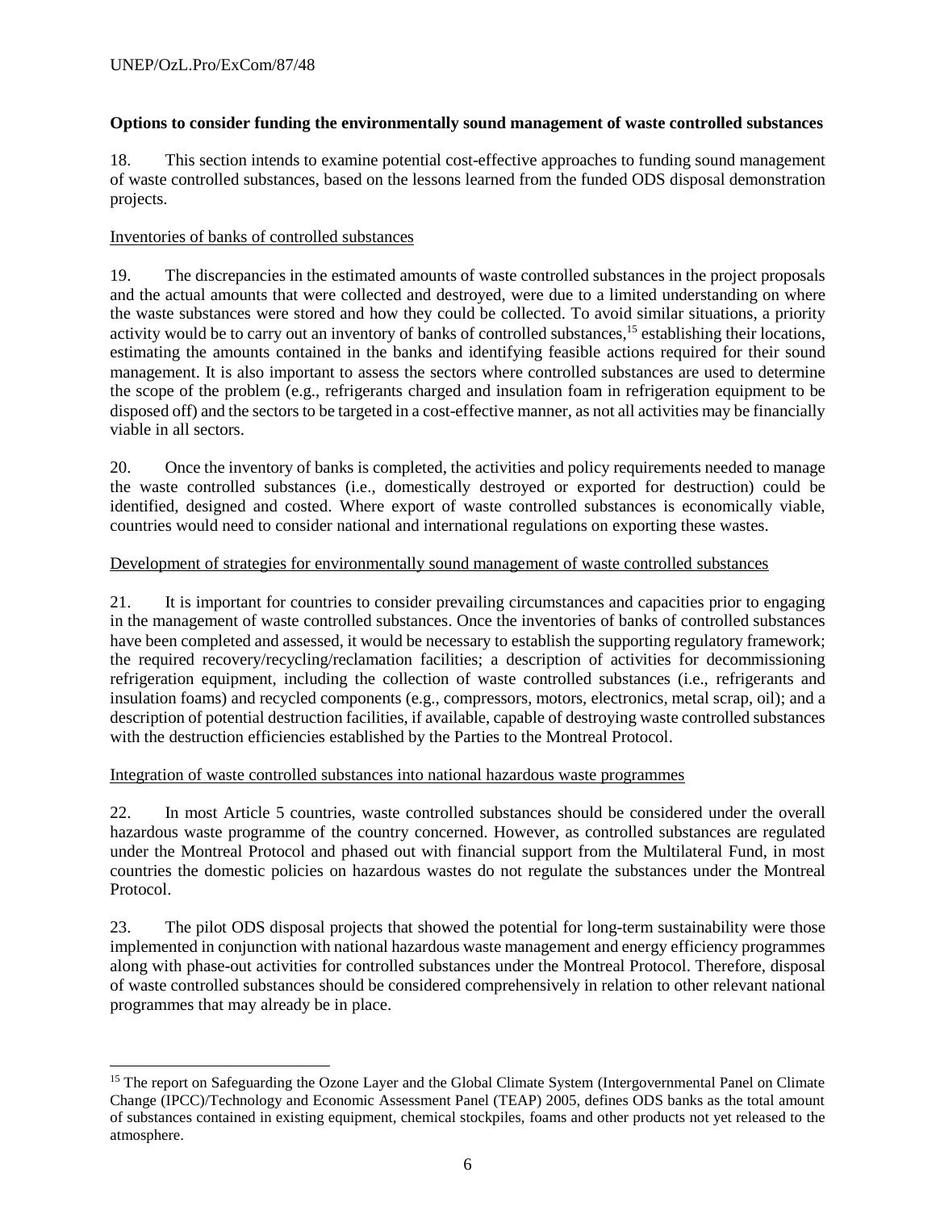**Options to consider funding the environmentally sound management of waste controlled substances**

18. This section intends to examine potential cost-effective approaches to funding sound management of waste controlled substances, based on the lessons learned from the funded ODS disposal demonstration projects.

Inventories of banks of controlled substances

19. The discrepancies in the estimated amounts of waste controlled substances in the project proposals and the actual amounts that were collected and destroyed, were due to a limited understanding on where the waste substances were stored and how they could be collected. To avoid similar situations, a priority activity would be to carry out an inventory of banks of controlled substances,[15] establishing their locations, estimating the amounts contained in the banks and identifying feasible actions required for their sound management. It is also important to assess the sectors where controlled substances are used to determine the scope of the problem (e.g., refrigerants charged and insulation foam in refrigeration equipment to be disposed off) and the sectors to be targeted in a cost-effective manner, as not all activities may be financially viable in all sectors.

20. Once the inventory of banks is completed, the activities and policy requirements needed to manage the waste controlled substances (i.e., domestically destroyed or exported for destruction) could be identified, designed and costed. Where export of waste controlled substances is economically viable, countries would need to consider national and international regulations on exporting these wastes.

Development of strategies for environmentally sound management of waste controlled substances

21. It is important for countries to consider prevailing circumstances and capacities prior to engaging in the management of waste controlled substances. Once the inventories of banks of controlled substances have been completed and assessed, it would be necessary to establish the supporting regulatory framework; the required recovery/recycling/reclamation facilities; a description of activities for decommissioning refrigeration equipment, including the collection of waste controlled substances (i.e., refrigerants and insulation foams) and recycled components (e.g., compressors, motors, electronics, metal scrap, oil); and a description of potential destruction facilities, if available, capable of destroying waste controlled substances with the destruction efficiencies established by the Parties to the Montreal Protocol.

Integration of waste controlled substances into national hazardous waste programmes

22. In most Article 5 countries, waste controlled substances should be considered under the overall hazardous waste programme of the country concerned. However, as controlled substances are regulated under the Montreal Protocol and phased out with financial support from the Multilateral Fund, in most countries the domestic policies on hazardous wastes do not regulate the substances under the Montreal Protocol.

23. The pilot ODS disposal projects that showed the potential for long-term sustainability were those implemented in conjunction with national hazardous waste management and energy efficiency programmes along with phase-out activities for controlled substances under the Montreal Protocol. Therefore, disposal of waste controlled substances should be considered comprehensively in relation to other relevant national programmes that may already be in place.

---

[15] The report on Safeguarding the Ozone Layer and the Global Climate System (Intergovernmental Panel on Climate Change (IPCC)/Technology and Economic Assessment Panel (TEAP) 2005, defines ODS banks as the total amount of substances contained in existing equipment, chemical stockpiles, foams and other products not yet released to the atmosphere.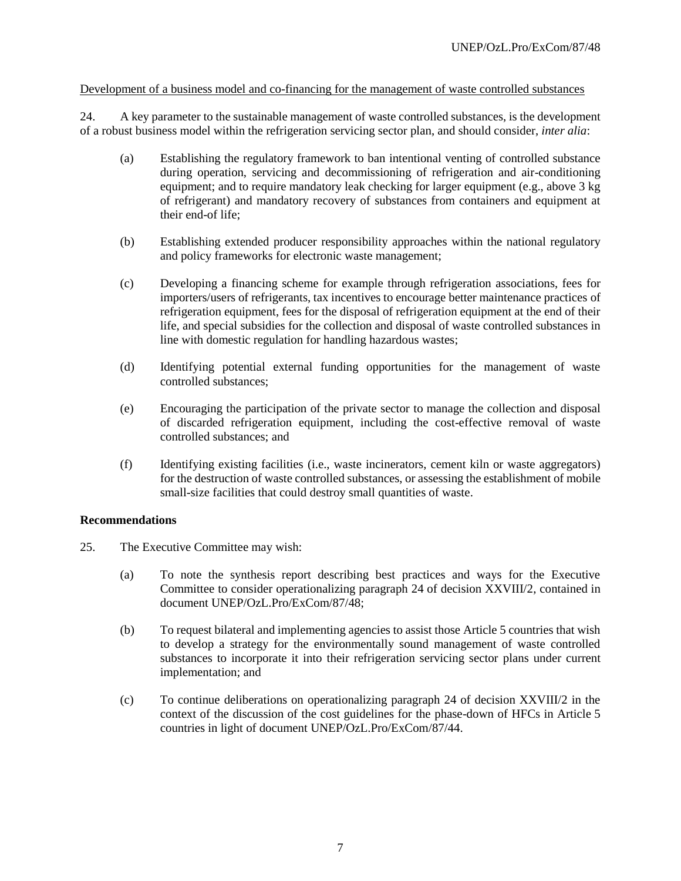Development of a business model and co-financing for the management of waste controlled substances

24. A key parameter to the sustainable management of waste controlled substances, is the development of a robust business model within the refrigeration servicing sector plan, and should consider, *inter alia*:

(a) Establishing the regulatory framework to ban intentional venting of controlled substance during operation, servicing and decommissioning of refrigeration and air-conditioning equipment; and to require mandatory leak checking for larger equipment (e.g., above 3 kg of refrigerant) and mandatory recovery of substances from containers and equipment at their end-of life;

(b) Establishing extended producer responsibility approaches within the national regulatory and policy frameworks for electronic waste management;

(c) Developing a financing scheme for example through refrigeration associations, fees for importers/users of refrigerants, tax incentives to encourage better maintenance practices of refrigeration equipment, fees for the disposal of refrigeration equipment at the end of their life, and special subsidies for the collection and disposal of waste controlled substances in line with domestic regulation for handling hazardous wastes;

(d) Identifying potential external funding opportunities for the management of waste controlled substances;

(e) Encouraging the participation of the private sector to manage the collection and disposal of discarded refrigeration equipment, including the cost-effective removal of waste controlled substances; and

(f) Identifying existing facilities (i.e., waste incinerators, cement kiln or waste aggregators) for the destruction of waste controlled substances, or assessing the establishment of mobile small-size facilities that could destroy small quantities of waste.

**Recommendations**

25. The Executive Committee may wish:

(a) To note the synthesis report describing best practices and ways for the Executive Committee to consider operationalizing paragraph 24 of decision XXVIII/2, contained in document UNEP/OzL.Pro/ExCom/87/48;

(b) To request bilateral and implementing agencies to assist those Article 5 countries that wish to develop a strategy for the environmentally sound management of waste controlled substances to incorporate it into their refrigeration servicing sector plans under current implementation; and

(c) To continue deliberations on operationalizing paragraph 24 of decision XXVIII/2 in the context of the discussion of the cost guidelines for the phase-down of HFCs in Article 5 countries in light of document UNEP/OzL.Pro/ExCom/87/44.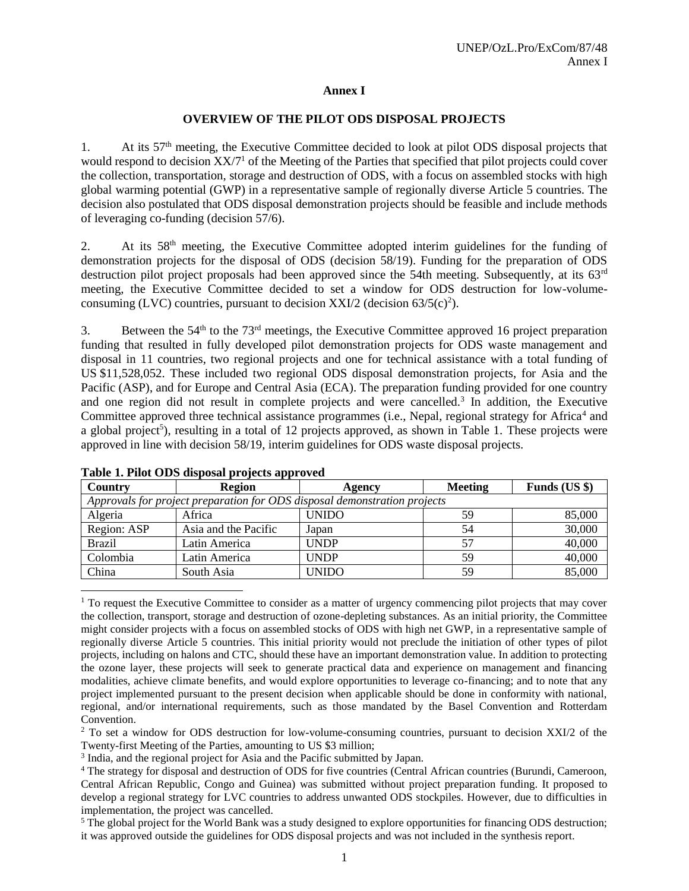# Annex I

## OVERVIEW OF THE PILOT ODS DISPOSAL PROJECTS

1. At its 57th meeting, the Executive Committee decided to look at pilot ODS disposal projects that would respond to decision XX/7[1] of the Meeting of the Parties that specified that pilot projects could cover the collection, transportation, storage and destruction of ODS, with a focus on assembled stocks with high global warming potential (GWP) in a representative sample of regionally diverse Article 5 countries. The decision also postulated that ODS disposal demonstration projects should be feasible and include methods of leveraging co-funding (decision 57/6).

2. At its 58th meeting, the Executive Committee adopted interim guidelines for the funding of demonstration projects for the disposal of ODS (decision 58/19). Funding for the preparation of ODS destruction pilot project proposals had been approved since the 54th meeting. Subsequently, at its 63rd meeting, the Executive Committee decided to set a window for ODS destruction for low-volume-consuming (LVC) countries, pursuant to decision XXI/2 (decision 63/5(c)[2]).

3. Between the 54th to the 73rd meetings, the Executive Committee approved 16 project preparation funding that resulted in fully developed pilot demonstration projects for ODS waste management and disposal in 11 countries, two regional projects and one for technical assistance with a total funding of US $11,528,052. These included two regional ODS disposal demonstration projects, for Asia and the Pacific (ASP), and for Europe and Central Asia (ECA). The preparation funding provided for one country and one region did not result in complete projects and were cancelled.[3] In addition, the Executive Committee approved three technical assistance programmes (i.e., Nepal, regional strategy for Africa[4] and a global project[5]), resulting in a total of 12 projects approved, as shown in Table 1. These projects were approved in line with decision 58/19, interim guidelines for ODS waste disposal projects.

**Table 1. Pilot ODS disposal projects approved**

| Country | Region | Agency | Meeting | Funds (US $) |
|---|---|---|---|---|
| *Approvals for project preparation for ODS disposal demonstration projects* | | | | |
| Algeria | Africa | UNIDO | 59 | 85,000 |
| Region: ASP | Asia and the Pacific | Japan | 54 | 30,000 |
| Brazil | Latin America | UNDP | 57 | 40,000 |
| Colombia | Latin America | UNDP | 59 | 40,000 |
| China | South Asia | UNIDO | 59 | 85,000 |

---

[1] To request the Executive Committee to consider as a matter of urgency commencing pilot projects that may cover the collection, transport, storage and destruction of ozone-depleting substances. As an initial priority, the Committee might consider projects with a focus on assembled stocks of ODS with high net GWP, in a representative sample of regionally diverse Article 5 countries. This initial priority would not preclude the initiation of other types of pilot projects, including on halons and CTC, should these have an important demonstration value. In addition to protecting the ozone layer, these projects will seek to generate practical data and experience on management and financing modalities, achieve climate benefits, and would explore opportunities to leverage co-financing; and to note that any project implemented pursuant to the present decision when applicable should be done in conformity with national, regional, and/or international requirements, such as those mandated by the Basel Convention and Rotterdam Convention.

[2] To set a window for ODS destruction for low-volume-consuming countries, pursuant to decision XXI/2 of the Twenty-first Meeting of the Parties, amounting to US $3 million;

[3] India, and the regional project for Asia and the Pacific submitted by Japan.

[4] The strategy for disposal and destruction of ODS for five countries (Central African countries (Burundi, Cameroon, Central African Republic, Congo and Guinea) was submitted without project preparation funding. It proposed to develop a regional strategy for LVC countries to address unwanted ODS stockpiles. However, due to difficulties in implementation, the project was cancelled.

[5] The global project for the World Bank was a study designed to explore opportunities for financing ODS destruction; it was approved outside the guidelines for ODS disposal projects and was not included in the synthesis report.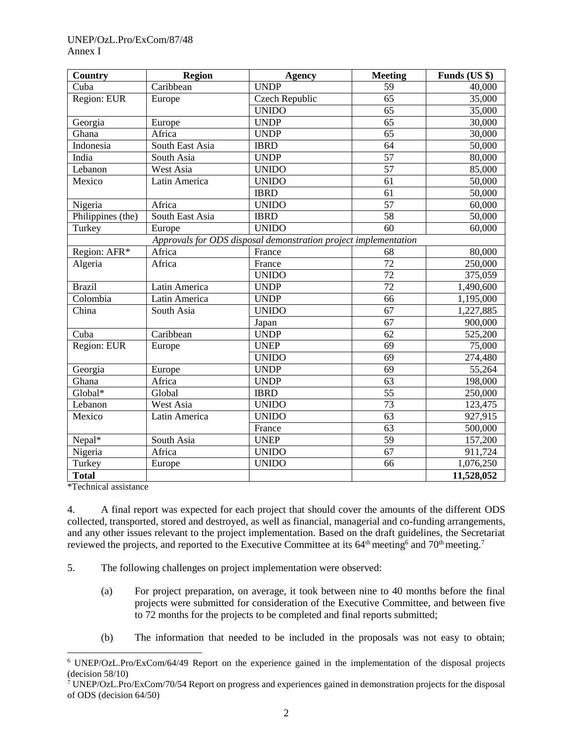| Country | Region | Agency | Meeting | Funds (US $) |
|---|---|---|---|---|
| Cuba | Caribbean | UNDP | 59 | 40,000 |
| Region: EUR | Europe | Czech Republic | 65 | 35,000 |
| | | UNIDO | 65 | 35,000 |
| Georgia | Europe | UNDP | 65 | 30,000 |
| Ghana | Africa | UNDP | 65 | 30,000 |
| Indonesia | South East Asia | IBRD | 64 | 50,000 |
| India | South Asia | UNDP | 57 | 80,000 |
| Lebanon | West Asia | UNIDO | 57 | 85,000 |
| Mexico | Latin America | UNIDO | 61 | 50,000 |
| | | IBRD | 61 | 50,000 |
| Nigeria | Africa | UNIDO | 57 | 60,000 |
| Philippines (the) | South East Asia | IBRD | 58 | 50,000 |
| Turkey | Europe | UNIDO | 60 | 60,000 |
| *Approvals for ODS disposal demonstration project implementation* | | | | |
| Region: AFR* | Africa | France | 68 | 80,000 |
| Algeria | Africa | France | 72 | 250,000 |
| | | UNIDO | 72 | 375,059 |
| Brazil | Latin America | UNDP | 72 | 1,490,600 |
| Colombia | Latin America | UNDP | 66 | 1,195,000 |
| China | South Asia | UNIDO | 67 | 1,227,885 |
| | | Japan | 67 | 900,000 |
| Cuba | Caribbean | UNDP | 62 | 525,200 |
| Region: EUR | Europe | UNEP | 69 | 75,000 |
| | | UNIDO | 69 | 274,480 |
| Georgia | Europe | UNDP | 69 | 55,264 |
| Ghana | Africa | UNDP | 63 | 198,000 |
| Global* | Global | IBRD | 55 | 250,000 |
| Lebanon | West Asia | UNIDO | 73 | 123,475 |
| Mexico | Latin America | UNIDO | 63 | 927,915 |
| | | France | 63 | 500,000 |
| Nepal* | South Asia | UNEP | 59 | 157,200 |
| Nigeria | Africa | UNIDO | 67 | 911,724 |
| Turkey | Europe | UNIDO | 66 | 1,076,250 |
| **Total** | | | | **11,528,052** |

*Technical assistance

4. A final report was expected for each project that should cover the amounts of the different ODS collected, transported, stored and destroyed, as well as financial, managerial and co-funding arrangements, and any other issues relevant to the project implementation. Based on the draft guidelines, the Secretariat reviewed the projects, and reported to the Executive Committee at its 64th meeting[6] and 70th meeting.[7]

5. The following challenges on project implementation were observed:

(a) For project preparation, on average, it took between nine to 40 months before the final projects were submitted for consideration of the Executive Committee, and between five to 72 months for the projects to be completed and final reports submitted;

(b) The information that needed to be included in the proposals was not easy to obtain;

[6] UNEP/OzL.Pro/ExCom/64/49 Report on the experience gained in the implementation of the disposal projects (decision 58/10)

[7] UNEP/OzL.Pro/ExCom/70/54 Report on progress and experiences gained in demonstration projects for the disposal of ODS (decision 64/50)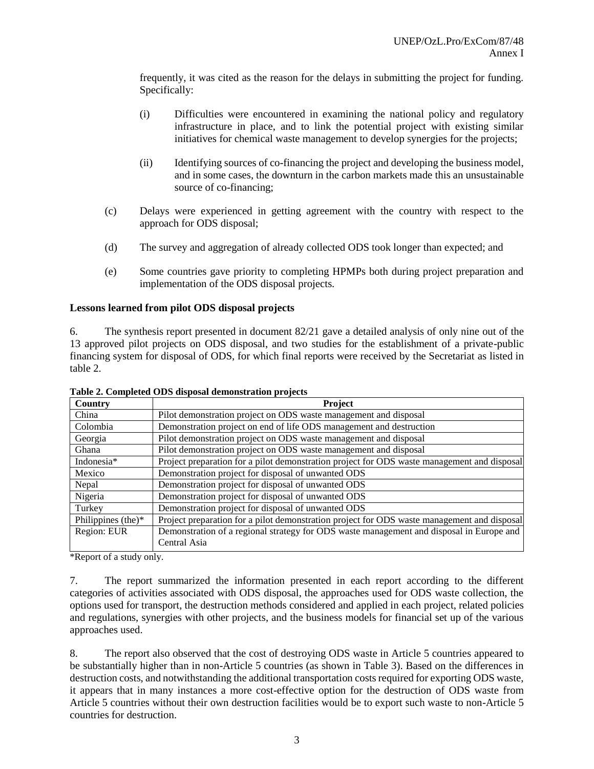frequently, it was cited as the reason for the delays in submitting the project for funding. Specifically:

(i) Difficulties were encountered in examining the national policy and regulatory infrastructure in place, and to link the potential project with existing similar initiatives for chemical waste management to develop synergies for the projects;

(ii) Identifying sources of co-financing the project and developing the business model, and in some cases, the downturn in the carbon markets made this an unsustainable source of co-financing;

(c) Delays were experienced in getting agreement with the country with respect to the approach for ODS disposal;

(d) The survey and aggregation of already collected ODS took longer than expected; and

(e) Some countries gave priority to completing HPMPs both during project preparation and implementation of the ODS disposal projects.

**Lessons learned from pilot ODS disposal projects**

6. The synthesis report presented in document 82/21 gave a detailed analysis of only nine out of the 13 approved pilot projects on ODS disposal, and two studies for the establishment of a private-public financing system for disposal of ODS, for which final reports were received by the Secretariat as listed in table 2.

**Table 2. Completed ODS disposal demonstration projects**

| Country | Project |
|---|---|
| China | Pilot demonstration project on ODS waste management and disposal |
| Colombia | Demonstration project on end of life ODS management and destruction |
| Georgia | Pilot demonstration project on ODS waste management and disposal |
| Ghana | Pilot demonstration project on ODS waste management and disposal |
| Indonesia* | Project preparation for a pilot demonstration project for ODS waste management and disposal |
| Mexico | Demonstration project for disposal of unwanted ODS |
| Nepal | Demonstration project for disposal of unwanted ODS |
| Nigeria | Demonstration project for disposal of unwanted ODS |
| Turkey | Demonstration project for disposal of unwanted ODS |
| Philippines (the)* | Project preparation for a pilot demonstration project for ODS waste management and disposal |
| Region: EUR | Demonstration of a regional strategy for ODS waste management and disposal in Europe and Central Asia |

*Report of a study only.

7. The report summarized the information presented in each report according to the different categories of activities associated with ODS disposal, the approaches used for ODS waste collection, the options used for transport, the destruction methods considered and applied in each project, related policies and regulations, synergies with other projects, and the business models for financial set up of the various approaches used.

8. The report also observed that the cost of destroying ODS waste in Article 5 countries appeared to be substantially higher than in non-Article 5 countries (as shown in Table 3). Based on the differences in destruction costs, and notwithstanding the additional transportation costs required for exporting ODS waste, it appears that in many instances a more cost-effective option for the destruction of ODS waste from Article 5 countries without their own destruction facilities would be to export such waste to non-Article 5 countries for destruction.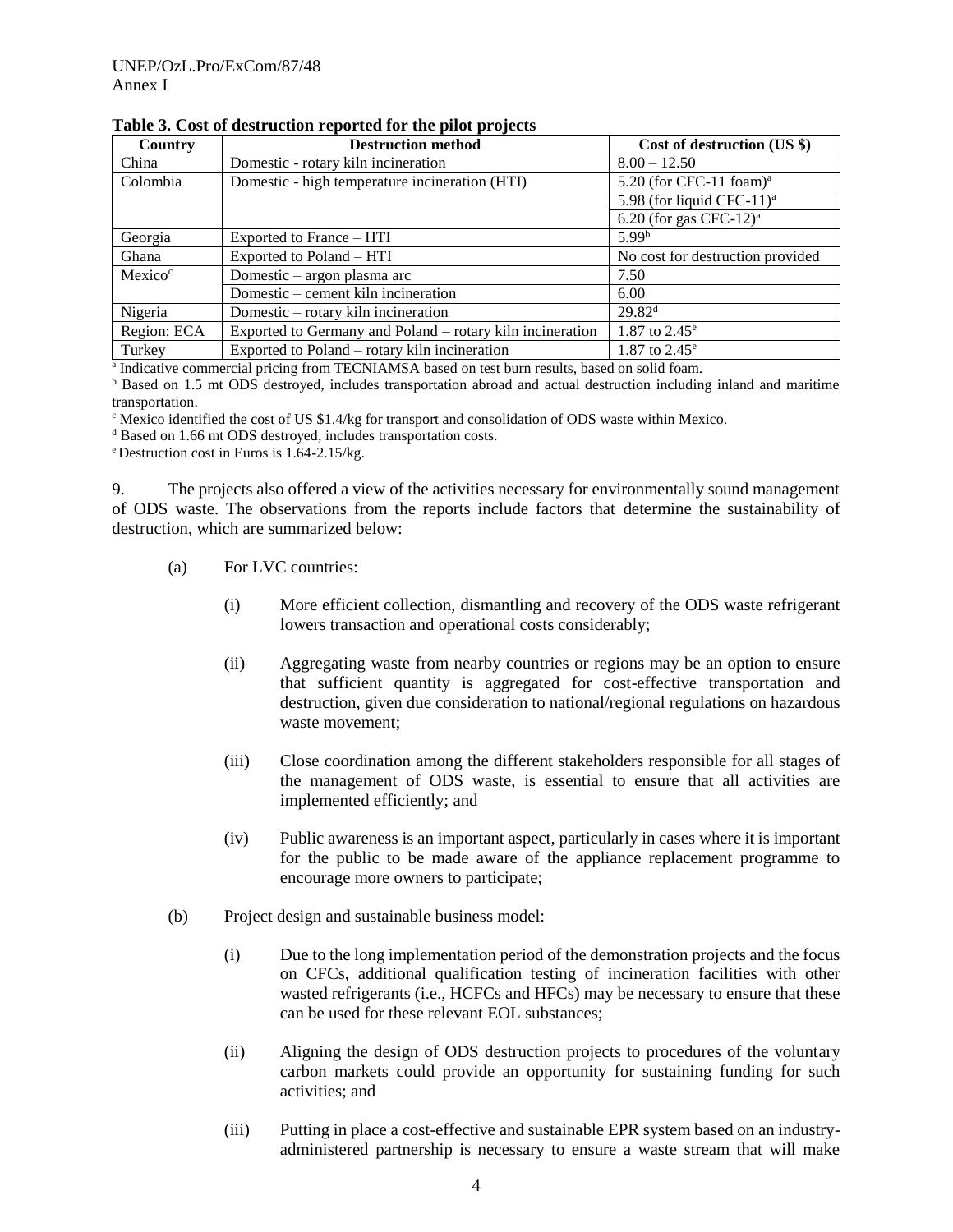**Table 3. Cost of destruction reported for the pilot projects**

| Country | Destruction method | Cost of destruction (US $) |
|---|---|---|
| China | Domestic - rotary kiln incineration | 8.00 – 12.50 |
| Colombia | Domestic - high temperature incineration (HTI) | 5.20 (for CFC-11 foam)[a] |
| | | 5.98 (for liquid CFC-11)[a] |
| | | 6.20 (for gas CFC-12)[a] |
| Georgia | Exported to France – HTI | 5.99[b] |
| Ghana | Exported to Poland – HTI | No cost for destruction provided |
| Mexico[c] | Domestic – argon plasma arc | 7.50 |
| | Domestic – cement kiln incineration | 6.00 |
| Nigeria | Domestic – rotary kiln incineration | 29.82[d] |
| Region: ECA | Exported to Germany and Poland – rotary kiln incineration | 1.87 to 2.45[e] |
| Turkey | Exported to Poland – rotary kiln incineration | 1.87 to 2.45[e] |

[a] Indicative commercial pricing from TECNIAMSA based on test burn results, based on solid foam.
[b] Based on 1.5 mt ODS destroyed, includes transportation abroad and actual destruction including inland and maritime transportation.
[c] Mexico identified the cost of US $1.4/kg for transport and consolidation of ODS waste within Mexico.
[d] Based on 1.66 mt ODS destroyed, includes transportation costs.
[e] Destruction cost in Euros is 1.64-2.15/kg.

9. The projects also offered a view of the activities necessary for environmentally sound management of ODS waste. The observations from the reports include factors that determine the sustainability of destruction, which are summarized below:

(a) For LVC countries:

(i) More efficient collection, dismantling and recovery of the ODS waste refrigerant lowers transaction and operational costs considerably;

(ii) Aggregating waste from nearby countries or regions may be an option to ensure that sufficient quantity is aggregated for cost-effective transportation and destruction, given due consideration to national/regional regulations on hazardous waste movement;

(iii) Close coordination among the different stakeholders responsible for all stages of the management of ODS waste, is essential to ensure that all activities are implemented efficiently; and

(iv) Public awareness is an important aspect, particularly in cases where it is important for the public to be made aware of the appliance replacement programme to encourage more owners to participate;

(b) Project design and sustainable business model:

(i) Due to the long implementation period of the demonstration projects and the focus on CFCs, additional qualification testing of incineration facilities with other wasted refrigerants (i.e., HCFCs and HFCs) may be necessary to ensure that these can be used for these relevant EOL substances;

(ii) Aligning the design of ODS destruction projects to procedures of the voluntary carbon markets could provide an opportunity for sustaining funding for such activities; and

(iii) Putting in place a cost-effective and sustainable EPR system based on an industry-administered partnership is necessary to ensure a waste stream that will make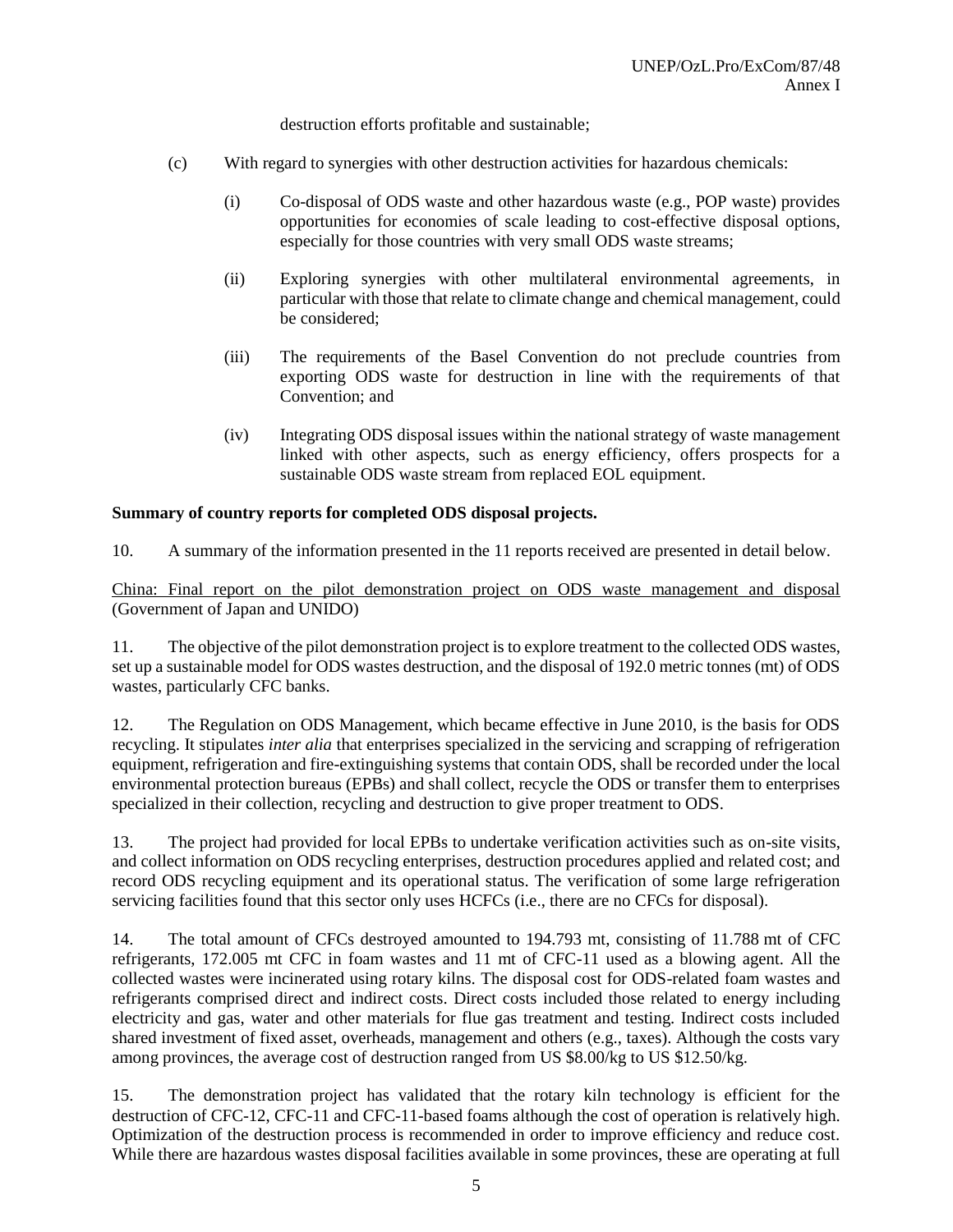destruction efforts profitable and sustainable;

(c) With regard to synergies with other destruction activities for hazardous chemicals:

   (i) Co-disposal of ODS waste and other hazardous waste (e.g., POP waste) provides opportunities for economies of scale leading to cost-effective disposal options, especially for those countries with very small ODS waste streams;

   (ii) Exploring synergies with other multilateral environmental agreements, in particular with those that relate to climate change and chemical management, could be considered;

   (iii) The requirements of the Basel Convention do not preclude countries from exporting ODS waste for destruction in line with the requirements of that Convention; and

   (iv) Integrating ODS disposal issues within the national strategy of waste management linked with other aspects, such as energy efficiency, offers prospects for a sustainable ODS waste stream from replaced EOL equipment.

**Summary of country reports for completed ODS disposal projects.**

10. A summary of the information presented in the 11 reports received are presented in detail below.

<u>China: Final report on the pilot demonstration project on ODS waste management and disposal</u> (Government of Japan and UNIDO)

11. The objective of the pilot demonstration project is to explore treatment to the collected ODS wastes, set up a sustainable model for ODS wastes destruction, and the disposal of 192.0 metric tonnes (mt) of ODS wastes, particularly CFC banks.

12. The Regulation on ODS Management, which became effective in June 2010, is the basis for ODS recycling. It stipulates *inter alia* that enterprises specialized in the servicing and scrapping of refrigeration equipment, refrigeration and fire-extinguishing systems that contain ODS, shall be recorded under the local environmental protection bureaus (EPBs) and shall collect, recycle the ODS or transfer them to enterprises specialized in their collection, recycling and destruction to give proper treatment to ODS.

13. The project had provided for local EPBs to undertake verification activities such as on-site visits, and collect information on ODS recycling enterprises, destruction procedures applied and related cost; and record ODS recycling equipment and its operational status. The verification of some large refrigeration servicing facilities found that this sector only uses HCFCs (i.e., there are no CFCs for disposal).

14. The total amount of CFCs destroyed amounted to 194.793 mt, consisting of 11.788 mt of CFC refrigerants, 172.005 mt CFC in foam wastes and 11 mt of CFC-11 used as a blowing agent. All the collected wastes were incinerated using rotary kilns. The disposal cost for ODS-related foam wastes and refrigerants comprised direct and indirect costs. Direct costs included those related to energy including electricity and gas, water and other materials for flue gas treatment and testing. Indirect costs included shared investment of fixed asset, overheads, management and others (e.g., taxes). Although the costs vary among provinces, the average cost of destruction ranged from US $8.00/kg to US $12.50/kg.

15. The demonstration project has validated that the rotary kiln technology is efficient for the destruction of CFC-12, CFC-11 and CFC-11-based foams although the cost of operation is relatively high. Optimization of the destruction process is recommended in order to improve efficiency and reduce cost. While there are hazardous wastes disposal facilities available in some provinces, these are operating at full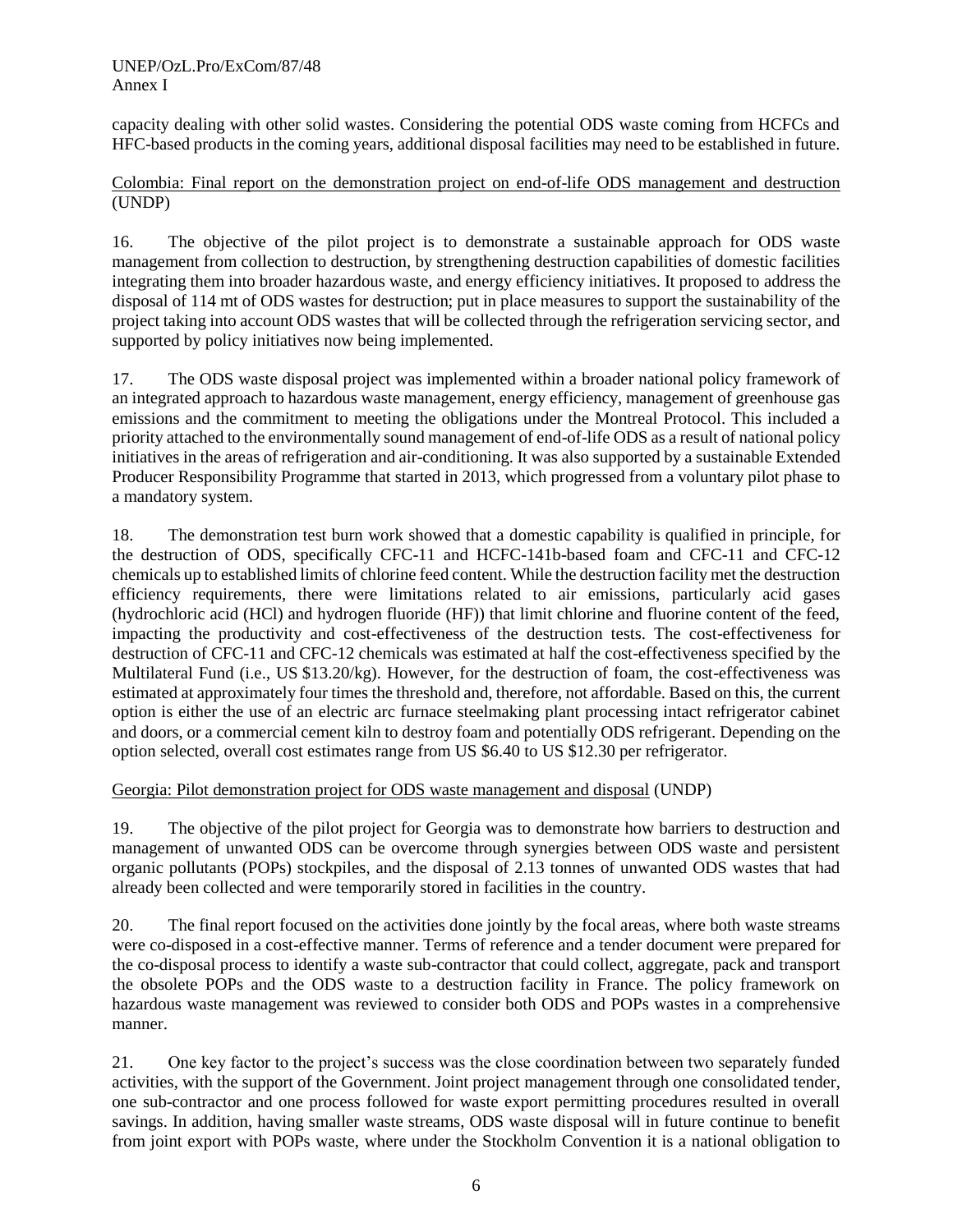capacity dealing with other solid wastes. Considering the potential ODS waste coming from HCFCs and HFC-based products in the coming years, additional disposal facilities may need to be established in future.

Colombia: Final report on the demonstration project on end-of-life ODS management and destruction (UNDP)

16. The objective of the pilot project is to demonstrate a sustainable approach for ODS waste management from collection to destruction, by strengthening destruction capabilities of domestic facilities integrating them into broader hazardous waste, and energy efficiency initiatives. It proposed to address the disposal of 114 mt of ODS wastes for destruction; put in place measures to support the sustainability of the project taking into account ODS wastes that will be collected through the refrigeration servicing sector, and supported by policy initiatives now being implemented.

17. The ODS waste disposal project was implemented within a broader national policy framework of an integrated approach to hazardous waste management, energy efficiency, management of greenhouse gas emissions and the commitment to meeting the obligations under the Montreal Protocol. This included a priority attached to the environmentally sound management of end-of-life ODS as a result of national policy initiatives in the areas of refrigeration and air-conditioning. It was also supported by a sustainable Extended Producer Responsibility Programme that started in 2013, which progressed from a voluntary pilot phase to a mandatory system.

18. The demonstration test burn work showed that a domestic capability is qualified in principle, for the destruction of ODS, specifically CFC-11 and HCFC-141b-based foam and CFC-11 and CFC-12 chemicals up to established limits of chlorine feed content. While the destruction facility met the destruction efficiency requirements, there were limitations related to air emissions, particularly acid gases (hydrochloric acid (HCl) and hydrogen fluoride (HF)) that limit chlorine and fluorine content of the feed, impacting the productivity and cost-effectiveness of the destruction tests. The cost-effectiveness for destruction of CFC-11 and CFC-12 chemicals was estimated at half the cost-effectiveness specified by the Multilateral Fund (i.e., US $13.20/kg). However, for the destruction of foam, the cost-effectiveness was estimated at approximately four times the threshold and, therefore, not affordable. Based on this, the current option is either the use of an electric arc furnace steelmaking plant processing intact refrigerator cabinet and doors, or a commercial cement kiln to destroy foam and potentially ODS refrigerant. Depending on the option selected, overall cost estimates range from US $6.40 to US $12.30 per refrigerator.

Georgia: Pilot demonstration project for ODS waste management and disposal (UNDP)

19. The objective of the pilot project for Georgia was to demonstrate how barriers to destruction and management of unwanted ODS can be overcome through synergies between ODS waste and persistent organic pollutants (POPs) stockpiles, and the disposal of 2.13 tonnes of unwanted ODS wastes that had already been collected and were temporarily stored in facilities in the country.

20. The final report focused on the activities done jointly by the focal areas, where both waste streams were co-disposed in a cost-effective manner. Terms of reference and a tender document were prepared for the co-disposal process to identify a waste sub-contractor that could collect, aggregate, pack and transport the obsolete POPs and the ODS waste to a destruction facility in France. The policy framework on hazardous waste management was reviewed to consider both ODS and POPs wastes in a comprehensive manner.

21. One key factor to the project's success was the close coordination between two separately funded activities, with the support of the Government. Joint project management through one consolidated tender, one sub-contractor and one process followed for waste export permitting procedures resulted in overall savings. In addition, having smaller waste streams, ODS waste disposal will in future continue to benefit from joint export with POPs waste, where under the Stockholm Convention it is a national obligation to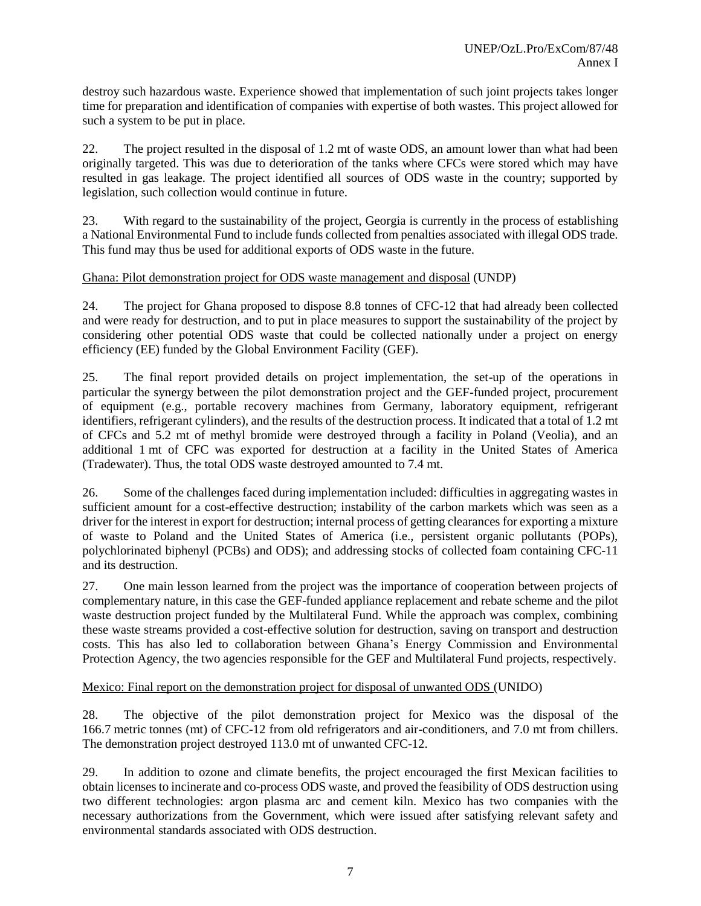destroy such hazardous waste. Experience showed that implementation of such joint projects takes longer time for preparation and identification of companies with expertise of both wastes. This project allowed for such a system to be put in place.

22. The project resulted in the disposal of 1.2 mt of waste ODS, an amount lower than what had been originally targeted. This was due to deterioration of the tanks where CFCs were stored which may have resulted in gas leakage. The project identified all sources of ODS waste in the country; supported by legislation, such collection would continue in future.

23. With regard to the sustainability of the project, Georgia is currently in the process of establishing a National Environmental Fund to include funds collected from penalties associated with illegal ODS trade. This fund may thus be used for additional exports of ODS waste in the future.

Ghana: Pilot demonstration project for ODS waste management and disposal (UNDP)

24. The project for Ghana proposed to dispose 8.8 tonnes of CFC-12 that had already been collected and were ready for destruction, and to put in place measures to support the sustainability of the project by considering other potential ODS waste that could be collected nationally under a project on energy efficiency (EE) funded by the Global Environment Facility (GEF).

25. The final report provided details on project implementation, the set-up of the operations in particular the synergy between the pilot demonstration project and the GEF-funded project, procurement of equipment (e.g., portable recovery machines from Germany, laboratory equipment, refrigerant identifiers, refrigerant cylinders), and the results of the destruction process. It indicated that a total of 1.2 mt of CFCs and 5.2 mt of methyl bromide were destroyed through a facility in Poland (Veolia), and an additional 1 mt of CFC was exported for destruction at a facility in the United States of America (Tradewater). Thus, the total ODS waste destroyed amounted to 7.4 mt.

26. Some of the challenges faced during implementation included: difficulties in aggregating wastes in sufficient amount for a cost-effective destruction; instability of the carbon markets which was seen as a driver for the interest in export for destruction; internal process of getting clearances for exporting a mixture of waste to Poland and the United States of America (i.e., persistent organic pollutants (POPs), polychlorinated biphenyl (PCBs) and ODS); and addressing stocks of collected foam containing CFC-11 and its destruction.

27. One main lesson learned from the project was the importance of cooperation between projects of complementary nature, in this case the GEF-funded appliance replacement and rebate scheme and the pilot waste destruction project funded by the Multilateral Fund. While the approach was complex, combining these waste streams provided a cost-effective solution for destruction, saving on transport and destruction costs. This has also led to collaboration between Ghana's Energy Commission and Environmental Protection Agency, the two agencies responsible for the GEF and Multilateral Fund projects, respectively.

Mexico: Final report on the demonstration project for disposal of unwanted ODS (UNIDO)

28. The objective of the pilot demonstration project for Mexico was the disposal of the 166.7 metric tonnes (mt) of CFC-12 from old refrigerators and air-conditioners, and 7.0 mt from chillers. The demonstration project destroyed 113.0 mt of unwanted CFC-12.

29. In addition to ozone and climate benefits, the project encouraged the first Mexican facilities to obtain licenses to incinerate and co-process ODS waste, and proved the feasibility of ODS destruction using two different technologies: argon plasma arc and cement kiln. Mexico has two companies with the necessary authorizations from the Government, which were issued after satisfying relevant safety and environmental standards associated with ODS destruction.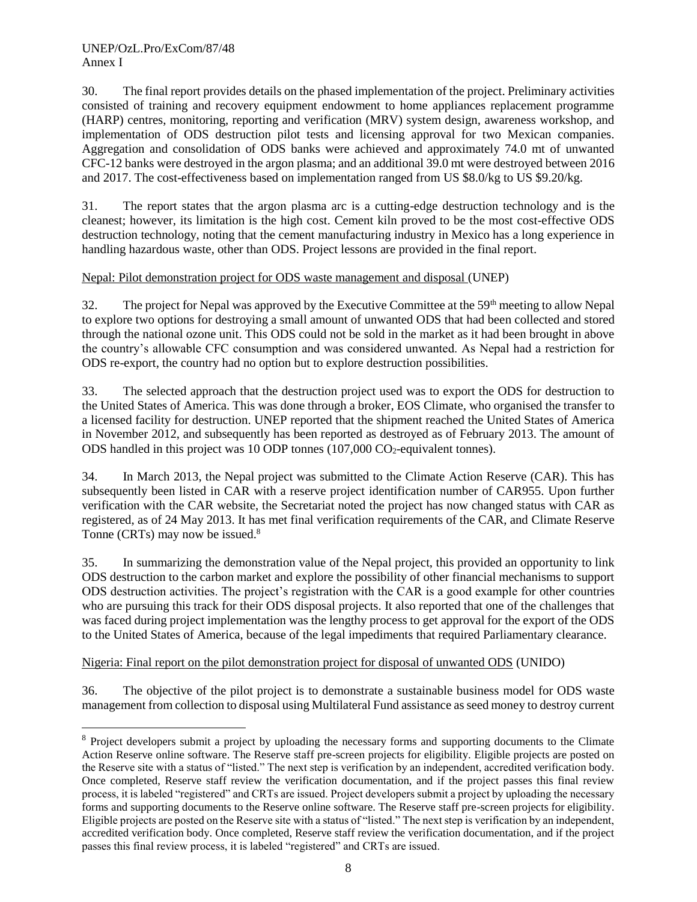30. The final report provides details on the phased implementation of the project. Preliminary activities consisted of training and recovery equipment endowment to home appliances replacement programme (HARP) centres, monitoring, reporting and verification (MRV) system design, awareness workshop, and implementation of ODS destruction pilot tests and licensing approval for two Mexican companies. Aggregation and consolidation of ODS banks were achieved and approximately 74.0 mt of unwanted CFC-12 banks were destroyed in the argon plasma; and an additional 39.0 mt were destroyed between 2016 and 2017. The cost-effectiveness based on implementation ranged from US $8.0/kg to US $9.20/kg.

31. The report states that the argon plasma arc is a cutting-edge destruction technology and is the cleanest; however, its limitation is the high cost. Cement kiln proved to be the most cost-effective ODS destruction technology, noting that the cement manufacturing industry in Mexico has a long experience in handling hazardous waste, other than ODS. Project lessons are provided in the final report.

<u>Nepal: Pilot demonstration project for ODS waste management and disposal</u> (UNEP)

32. The project for Nepal was approved by the Executive Committee at the 59th meeting to allow Nepal to explore two options for destroying a small amount of unwanted ODS that had been collected and stored through the national ozone unit. This ODS could not be sold in the market as it had been brought in above the country's allowable CFC consumption and was considered unwanted. As Nepal had a restriction for ODS re-export, the country had no option but to explore destruction possibilities.

33. The selected approach that the destruction project used was to export the ODS for destruction to the United States of America. This was done through a broker, EOS Climate, who organised the transfer to a licensed facility for destruction. UNEP reported that the shipment reached the United States of America in November 2012, and subsequently has been reported as destroyed as of February 2013. The amount of ODS handled in this project was 10 ODP tonnes (107,000 $CO_2$-equivalent tonnes).

34. In March 2013, the Nepal project was submitted to the Climate Action Reserve (CAR). This has subsequently been listed in CAR with a reserve project identification number of CAR955. Upon further verification with the CAR website, the Secretariat noted the project has now changed status with CAR as registered, as of 24 May 2013. It has met final verification requirements of the CAR, and Climate Reserve Tonne (CRTs) may now be issued.[8]

35. In summarizing the demonstration value of the Nepal project, this provided an opportunity to link ODS destruction to the carbon market and explore the possibility of other financial mechanisms to support ODS destruction activities. The project's registration with the CAR is a good example for other countries who are pursuing this track for their ODS disposal projects. It also reported that one of the challenges that was faced during project implementation was the lengthy process to get approval for the export of the ODS to the United States of America, because of the legal impediments that required Parliamentary clearance.

<u>Nigeria: Final report on the pilot demonstration project for disposal of unwanted ODS</u> (UNIDO)

36. The objective of the pilot project is to demonstrate a sustainable business model for ODS waste management from collection to disposal using Multilateral Fund assistance as seed money to destroy current

---

[8] Project developers submit a project by uploading the necessary forms and supporting documents to the Climate Action Reserve online software. The Reserve staff pre-screen projects for eligibility. Eligible projects are posted on the Reserve site with a status of "listed." The next step is verification by an independent, accredited verification body. Once completed, Reserve staff review the verification documentation, and if the project passes this final review process, it is labeled "registered" and CRTs are issued. Project developers submit a project by uploading the necessary forms and supporting documents to the Reserve online software. The Reserve staff pre-screen projects for eligibility. Eligible projects are posted on the Reserve site with a status of "listed." The next step is verification by an independent, accredited verification body. Once completed, Reserve staff review the verification documentation, and if the project passes this final review process, it is labeled "registered" and CRTs are issued.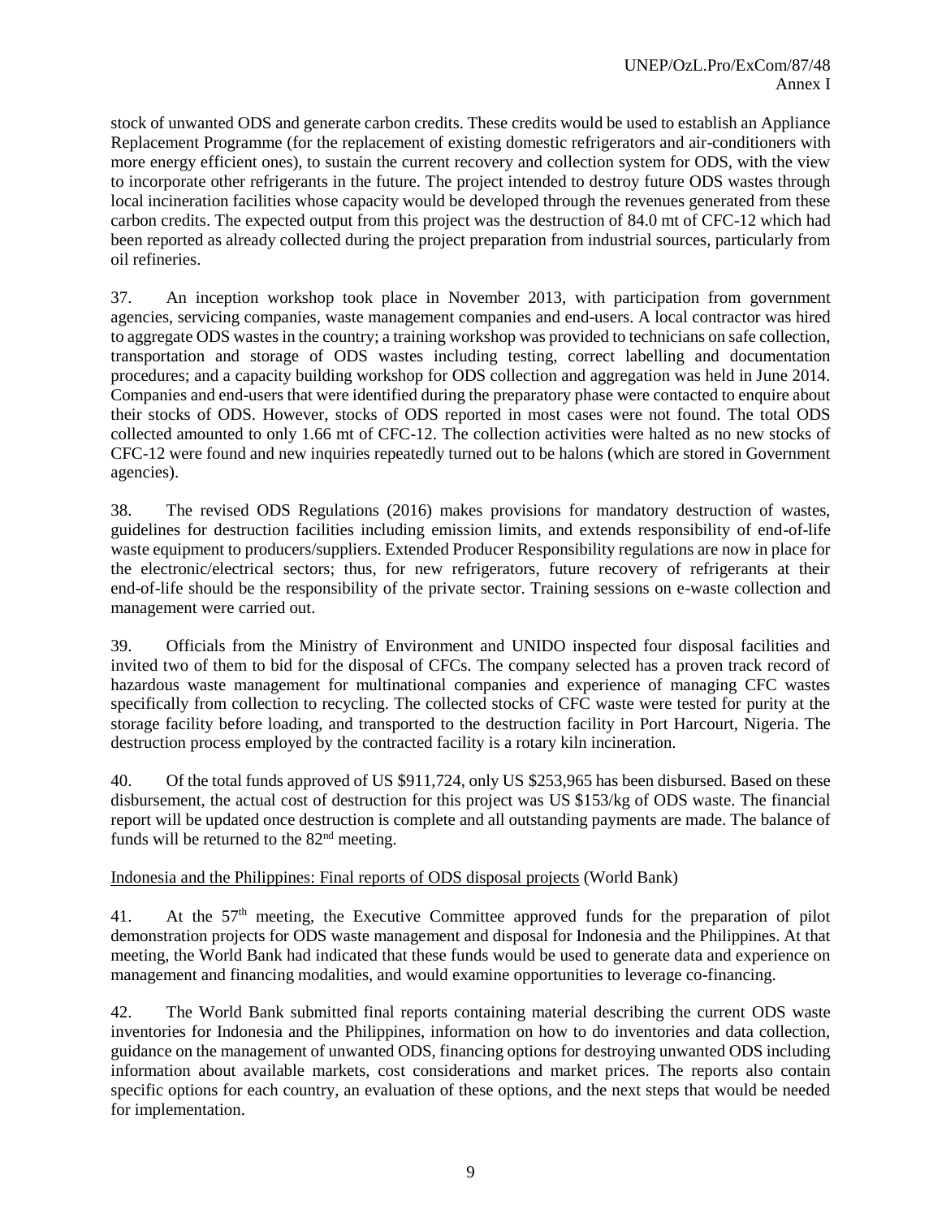stock of unwanted ODS and generate carbon credits. These credits would be used to establish an Appliance Replacement Programme (for the replacement of existing domestic refrigerators and air-conditioners with more energy efficient ones), to sustain the current recovery and collection system for ODS, with the view to incorporate other refrigerants in the future. The project intended to destroy future ODS wastes through local incineration facilities whose capacity would be developed through the revenues generated from these carbon credits. The expected output from this project was the destruction of 84.0 mt of CFC-12 which had been reported as already collected during the project preparation from industrial sources, particularly from oil refineries.

37. An inception workshop took place in November 2013, with participation from government agencies, servicing companies, waste management companies and end-users. A local contractor was hired to aggregate ODS wastes in the country; a training workshop was provided to technicians on safe collection, transportation and storage of ODS wastes including testing, correct labelling and documentation procedures; and a capacity building workshop for ODS collection and aggregation was held in June 2014. Companies and end-users that were identified during the preparatory phase were contacted to enquire about their stocks of ODS. However, stocks of ODS reported in most cases were not found. The total ODS collected amounted to only 1.66 mt of CFC-12. The collection activities were halted as no new stocks of CFC-12 were found and new inquiries repeatedly turned out to be halons (which are stored in Government agencies).

38. The revised ODS Regulations (2016) makes provisions for mandatory destruction of wastes, guidelines for destruction facilities including emission limits, and extends responsibility of end-of-life waste equipment to producers/suppliers. Extended Producer Responsibility regulations are now in place for the electronic/electrical sectors; thus, for new refrigerators, future recovery of refrigerants at their end-of-life should be the responsibility of the private sector. Training sessions on e-waste collection and management were carried out.

39. Officials from the Ministry of Environment and UNIDO inspected four disposal facilities and invited two of them to bid for the disposal of CFCs. The company selected has a proven track record of hazardous waste management for multinational companies and experience of managing CFC wastes specifically from collection to recycling. The collected stocks of CFC waste were tested for purity at the storage facility before loading, and transported to the destruction facility in Port Harcourt, Nigeria. The destruction process employed by the contracted facility is a rotary kiln incineration.

40. Of the total funds approved of US $911,724, only US $253,965 has been disbursed. Based on these disbursement, the actual cost of destruction for this project was US $153/kg of ODS waste. The financial report will be updated once destruction is complete and all outstanding payments are made. The balance of funds will be returned to the 82nd meeting.

Indonesia and the Philippines: Final reports of ODS disposal projects (World Bank)

41. At the 57th meeting, the Executive Committee approved funds for the preparation of pilot demonstration projects for ODS waste management and disposal for Indonesia and the Philippines. At that meeting, the World Bank had indicated that these funds would be used to generate data and experience on management and financing modalities, and would examine opportunities to leverage co-financing.

42. The World Bank submitted final reports containing material describing the current ODS waste inventories for Indonesia and the Philippines, information on how to do inventories and data collection, guidance on the management of unwanted ODS, financing options for destroying unwanted ODS including information about available markets, cost considerations and market prices. The reports also contain specific options for each country, an evaluation of these options, and the next steps that would be needed for implementation.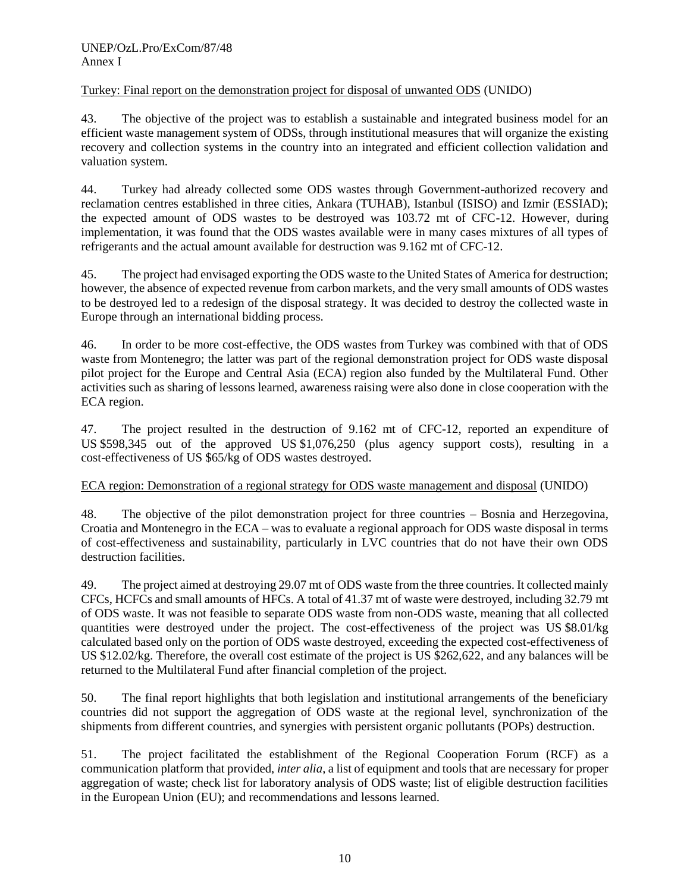Turkey: Final report on the demonstration project for disposal of unwanted ODS (UNIDO)

43. The objective of the project was to establish a sustainable and integrated business model for an efficient waste management system of ODSs, through institutional measures that will organize the existing recovery and collection systems in the country into an integrated and efficient collection validation and valuation system.

44. Turkey had already collected some ODS wastes through Government-authorized recovery and reclamation centres established in three cities, Ankara (TUHAB), Istanbul (ISISO) and Izmir (ESSIAD); the expected amount of ODS wastes to be destroyed was 103.72 mt of CFC-12. However, during implementation, it was found that the ODS wastes available were in many cases mixtures of all types of refrigerants and the actual amount available for destruction was 9.162 mt of CFC-12.

45. The project had envisaged exporting the ODS waste to the United States of America for destruction; however, the absence of expected revenue from carbon markets, and the very small amounts of ODS wastes to be destroyed led to a redesign of the disposal strategy. It was decided to destroy the collected waste in Europe through an international bidding process.

46. In order to be more cost-effective, the ODS wastes from Turkey was combined with that of ODS waste from Montenegro; the latter was part of the regional demonstration project for ODS waste disposal pilot project for the Europe and Central Asia (ECA) region also funded by the Multilateral Fund. Other activities such as sharing of lessons learned, awareness raising were also done in close cooperation with the ECA region.

47. The project resulted in the destruction of 9.162 mt of CFC-12, reported an expenditure of US $598,345 out of the approved US $1,076,250 (plus agency support costs), resulting in a cost-effectiveness of US $65/kg of ODS wastes destroyed.

ECA region: Demonstration of a regional strategy for ODS waste management and disposal (UNIDO)

48. The objective of the pilot demonstration project for three countries – Bosnia and Herzegovina, Croatia and Montenegro in the ECA – was to evaluate a regional approach for ODS waste disposal in terms of cost-effectiveness and sustainability, particularly in LVC countries that do not have their own ODS destruction facilities.

49. The project aimed at destroying 29.07 mt of ODS waste from the three countries. It collected mainly CFCs, HCFCs and small amounts of HFCs. A total of 41.37 mt of waste were destroyed, including 32.79 mt of ODS waste. It was not feasible to separate ODS waste from non-ODS waste, meaning that all collected quantities were destroyed under the project. The cost-effectiveness of the project was US $8.01/kg calculated based only on the portion of ODS waste destroyed, exceeding the expected cost-effectiveness of US $12.02/kg. Therefore, the overall cost estimate of the project is US $262,622, and any balances will be returned to the Multilateral Fund after financial completion of the project.

50. The final report highlights that both legislation and institutional arrangements of the beneficiary countries did not support the aggregation of ODS waste at the regional level, synchronization of the shipments from different countries, and synergies with persistent organic pollutants (POPs) destruction.

51. The project facilitated the establishment of the Regional Cooperation Forum (RCF) as a communication platform that provided, *inter alia*, a list of equipment and tools that are necessary for proper aggregation of waste; check list for laboratory analysis of ODS waste; list of eligible destruction facilities in the European Union (EU); and recommendations and lessons learned.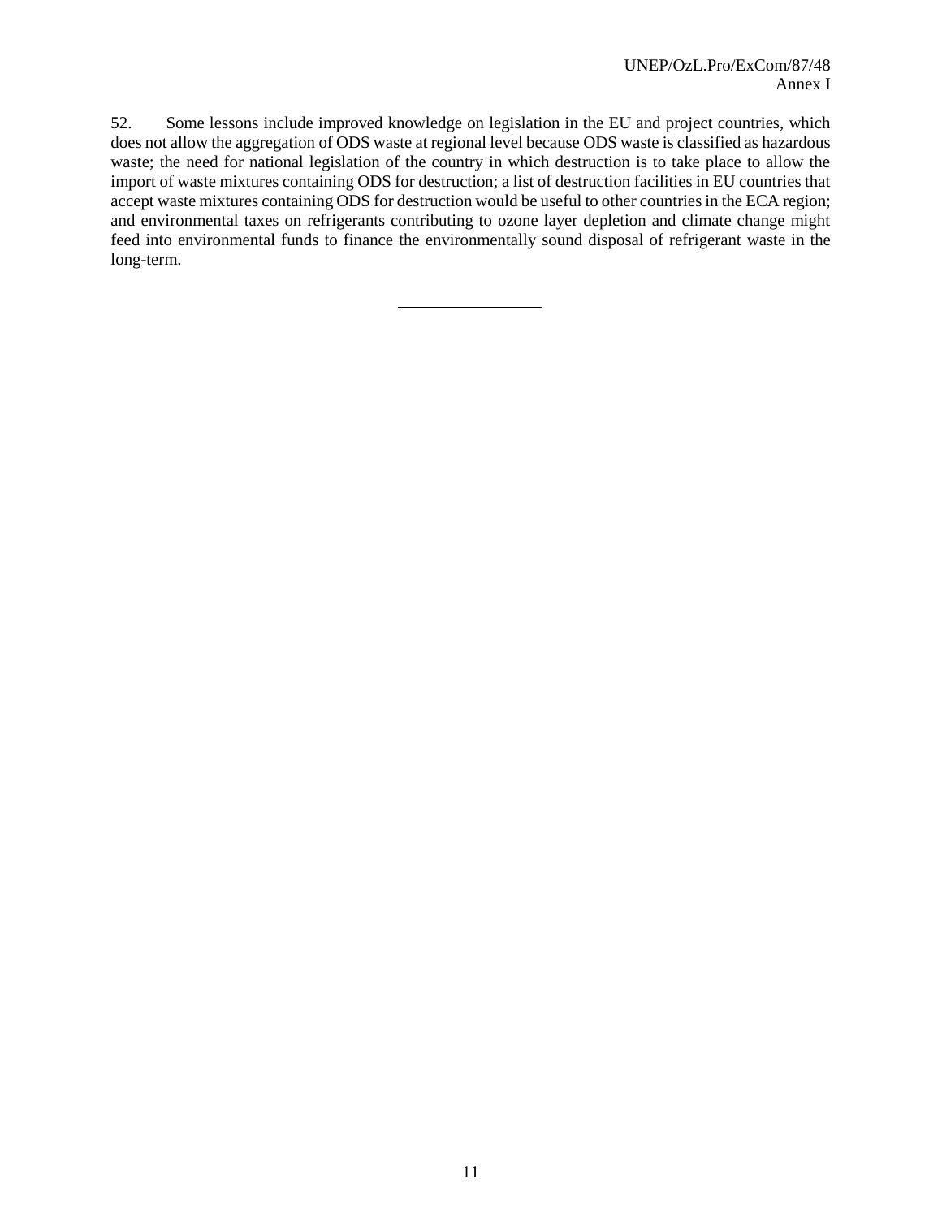52. Some lessons include improved knowledge on legislation in the EU and project countries, which does not allow the aggregation of ODS waste at regional level because ODS waste is classified as hazardous waste; the need for national legislation of the country in which destruction is to take place to allow the import of waste mixtures containing ODS for destruction; a list of destruction facilities in EU countries that accept waste mixtures containing ODS for destruction would be useful to other countries in the ECA region; and environmental taxes on refrigerants contributing to ozone layer depletion and climate change might feed into environmental funds to finance the environmentally sound disposal of refrigerant waste in the long-term.